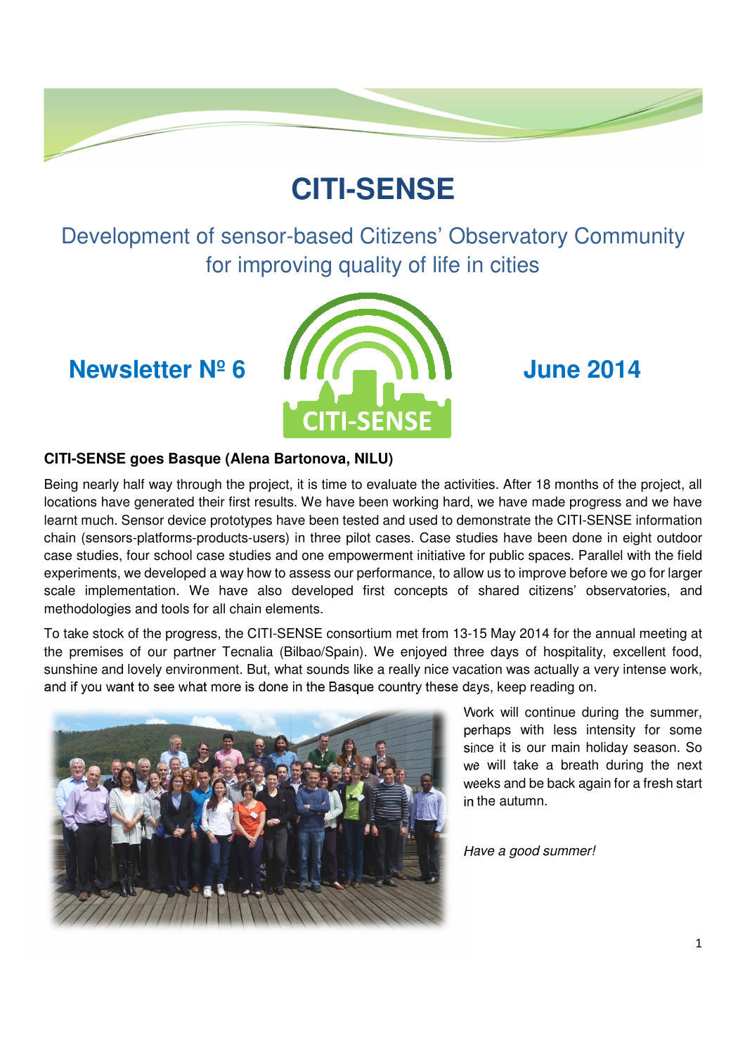# CITI-SENSE

Development of sensor-based Citizens' Observatory Community for improving quality of life in cities

**Newsletter Nº 6** **June 2014**

### CITI-SENSE goes Basque (Alena Bartonova, NILU)

Being nearly half way through the project, it is time to evaluate the activities. After 18 months of the project, all locations have generated their first results. We have been working hard, we have made progress and we have learnt much. Sensor device prototypes have been tested and used to demonstrate the CITI-SENSE information chain (sensors-platforms-products-users) in three pilot cases. Case studies have been done in eight outdoor case studies, four school case studies and one empowerment initiative for public spaces. Parallel with the field experiments, we developed a way how to assess our performance, to allow us to improve before we go for larger scale implementation. We have also developed first concepts of shared citizens' observatories, and methodologies and tools for all chain elements.

To take stock of the progress, the CITI-SENSE consortium met from 13-15 May 2014 for the annual meeting at the premises of our partner Tecnalia (Bilbao/Spain). We enjoyed three days of hospitality, excellent food, sunshine and lovely environment. But, what sounds like a really nice vacation was actually a very intense work, and if you want to see what more is done in the Basque country these days, keep reading on.

Work will continue during the summer, perhaps with less intensity for some since it is our main holiday season. So we will take a breath during the next weeks and be back again for a fresh start in the autumn.

*Have a good summer!*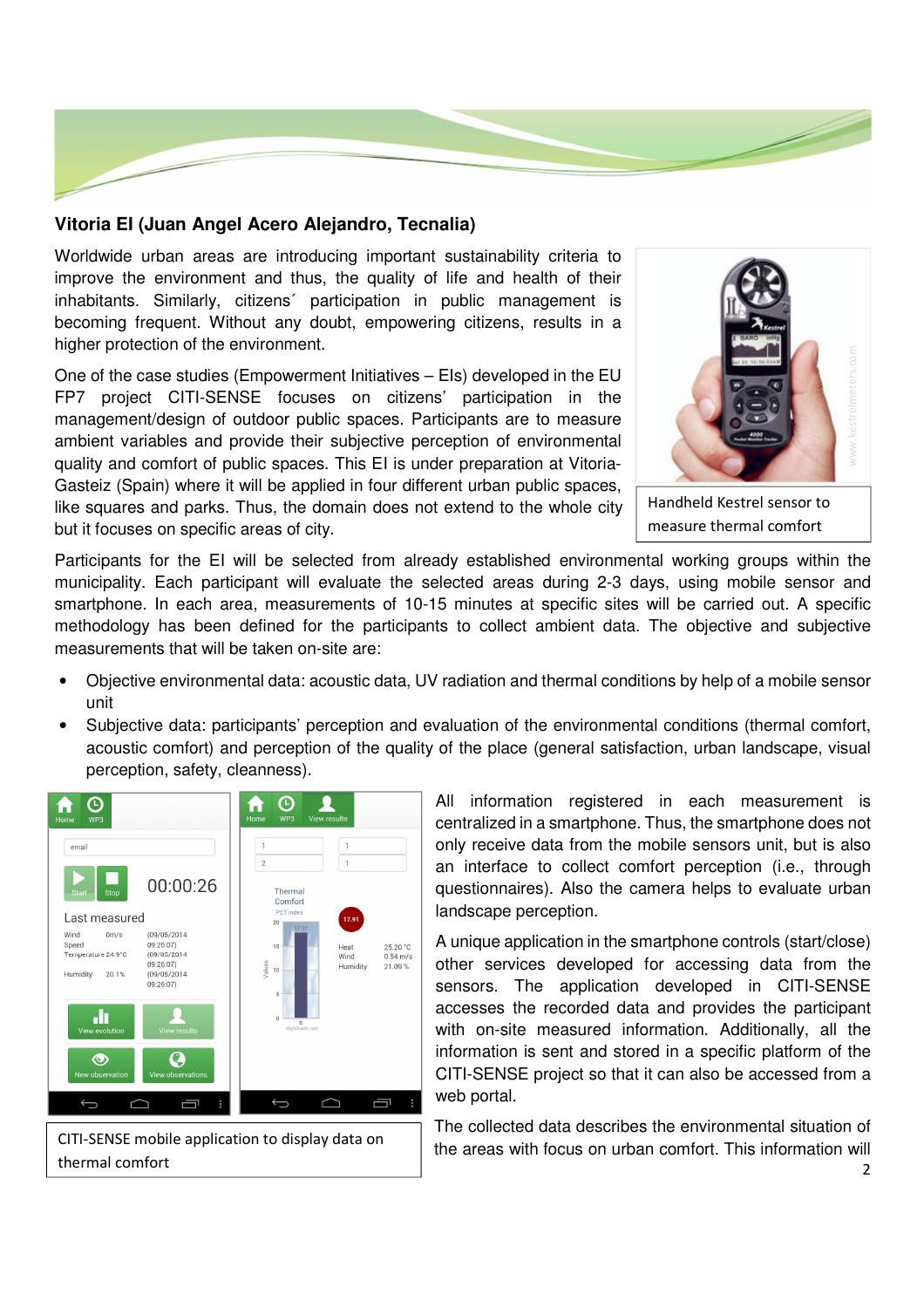### Vitoria EI (Juan Angel Acero Alejandro, Tecnalia)

Worldwide urban areas are introducing important sustainability criteria to improve the environment and thus, the quality of life and health of their inhabitants. Similarly, citizens´ participation in public management is becoming frequent. Without any doubt, empowering citizens, results in a higher protection of the environment.

One of the case studies (Empowerment Initiatives – EIs) developed in the EU FP7 project CITI-SENSE focuses on citizens' participation in the management/design of outdoor public spaces. Participants are to measure ambient variables and provide their subjective perception of environmental quality and comfort of public spaces. This EI is under preparation at Vitoria-Gasteiz (Spain) where it will be applied in four different urban public spaces, like squares and parks. Thus, the domain does not extend to the whole city but it focuses on specific areas of city.

Handheld Kestrel sensor to measure thermal comfort

Participants for the EI will be selected from already established environmental working groups within the municipality. Each participant will evaluate the selected areas during 2-3 days, using mobile sensor and smartphone. In each area, measurements of 10-15 minutes at specific sites will be carried out. A specific methodology has been defined for the participants to collect ambient data. The objective and subjective measurements that will be taken on-site are:

- Objective environmental data: acoustic data, UV radiation and thermal conditions by help of a mobile sensor unit
- Subjective data: participants' perception and evaluation of the environmental conditions (thermal comfort, acoustic comfort) and perception of the quality of the place (general satisfaction, urban landscape, visual perception, safety, cleanness).

CITI-SENSE mobile application to display data on thermal comfort

All information registered in each measurement is centralized in a smartphone. Thus, the smartphone does not only receive data from the mobile sensors unit, but is also an interface to collect comfort perception (i.e., through questionnaires). Also the camera helps to evaluate urban landscape perception.

A unique application in the smartphone controls (start/close) other services developed for accessing data from the sensors. The application developed in CITI-SENSE accesses the recorded data and provides the participant with on-site measured information. Additionally, all the information is sent and stored in a specific platform of the CITI-SENSE project so that it can also be accessed from a web portal.

The collected data describes the environmental situation of the areas with focus on urban comfort. This information will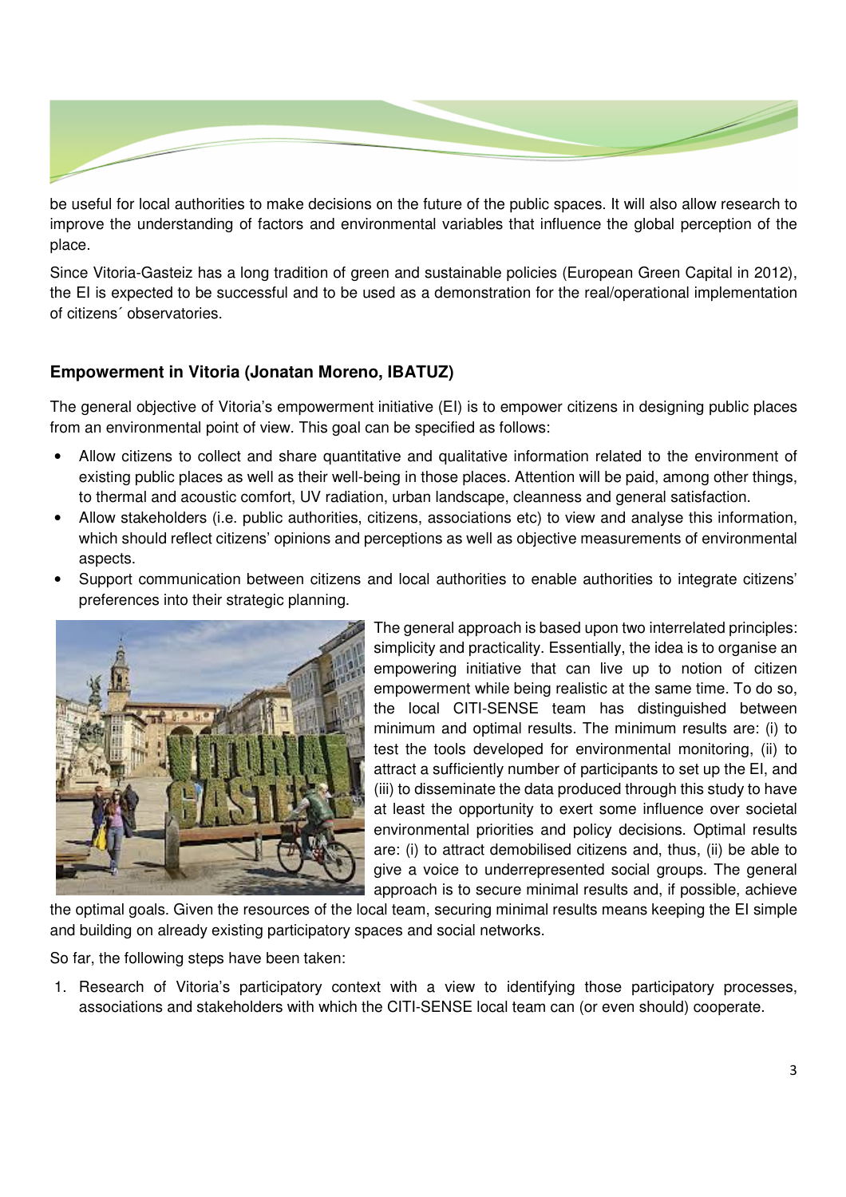be useful for local authorities to make decisions on the future of the public spaces. It will also allow research to improve the understanding of factors and environmental variables that influence the global perception of the place.

Since Vitoria-Gasteiz has a long tradition of green and sustainable policies (European Green Capital in 2012), the EI is expected to be successful and to be used as a demonstration for the real/operational implementation of citizens´ observatories.

### Empowerment in Vitoria (Jonatan Moreno, IBATUZ)

The general objective of Vitoria's empowerment initiative (EI) is to empower citizens in designing public places from an environmental point of view. This goal can be specified as follows:

- Allow citizens to collect and share quantitative and qualitative information related to the environment of existing public places as well as their well-being in those places. Attention will be paid, among other things, to thermal and acoustic comfort, UV radiation, urban landscape, cleanness and general satisfaction.
- Allow stakeholders (i.e. public authorities, citizens, associations etc) to view and analyse this information, which should reflect citizens' opinions and perceptions as well as objective measurements of environmental aspects.
- Support communication between citizens and local authorities to enable authorities to integrate citizens' preferences into their strategic planning.

The general approach is based upon two interrelated principles: simplicity and practicality. Essentially, the idea is to organise an empowering initiative that can live up to notion of citizen empowerment while being realistic at the same time. To do so, the local CITI-SENSE team has distinguished between minimum and optimal results. The minimum results are: (i) to test the tools developed for environmental monitoring, (ii) to attract a sufficiently number of participants to set up the EI, and (iii) to disseminate the data produced through this study to have at least the opportunity to exert some influence over societal environmental priorities and policy decisions. Optimal results are: (i) to attract demobilised citizens and, thus, (ii) be able to give a voice to underrepresented social groups. The general approach is to secure minimal results and, if possible, achieve the optimal goals. Given the resources of the local team, securing minimal results means keeping the EI simple and building on already existing participatory spaces and social networks.

So far, the following steps have been taken:

1. Research of Vitoria's participatory context with a view to identifying those participatory processes, associations and stakeholders with which the CITI-SENSE local team can (or even should) cooperate.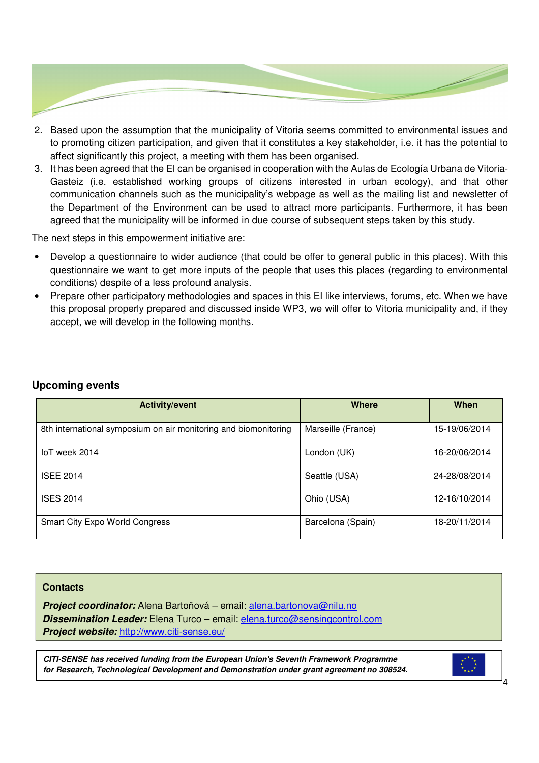2. Based upon the assumption that the municipality of Vitoria seems committed to environmental issues and to promoting citizen participation, and given that it constitutes a key stakeholder, i.e. it has the potential to affect significantly this project, a meeting with them has been organised.
3. It has been agreed that the EI can be organised in cooperation with the Aulas de Ecología Urbana de Vitoria-Gasteiz (i.e. established working groups of citizens interested in urban ecology), and that other communication channels such as the municipality's webpage as well as the mailing list and newsletter of the Department of the Environment can be used to attract more participants. Furthermore, it has been agreed that the municipality will be informed in due course of subsequent steps taken by this study.

The next steps in this empowerment initiative are:

- Develop a questionnaire to wider audience (that could be offer to general public in this places). With this questionnaire we want to get more inputs of the people that uses this places (regarding to environmental conditions) despite of a less profound analysis.
- Prepare other participatory methodologies and spaces in this EI like interviews, forums, etc. When we have this proposal properly prepared and discussed inside WP3, we will offer to Vitoria municipality and, if they accept, we will develop in the following months.

### Upcoming events

| Activity/event | Where | When |
|---|---|---|
| 8th international symposium on air monitoring and biomonitoring | Marseille (France) | 15-19/06/2014 |
| IoT week 2014 | London (UK) | 16-20/06/2014 |
| ISEE 2014 | Seattle (USA) | 24-28/08/2014 |
| ISES 2014 | Ohio (USA) | 12-16/10/2014 |
| Smart City Expo World Congress | Barcelona (Spain) | 18-20/11/2014 |

**Contacts**

***Project coordinator:*** Alena Bartoňová – email: alena.bartonova@nilu.no
***Dissemination Leader:*** Elena Turco – email: elena.turco@sensingcontrol.com
***Project website:*** http://www.citi-sense.eu/

***CITI-SENSE has received funding from the European Union's Seventh Framework Programme for Research, Technological Development and Demonstration under grant agreement no 308524.***